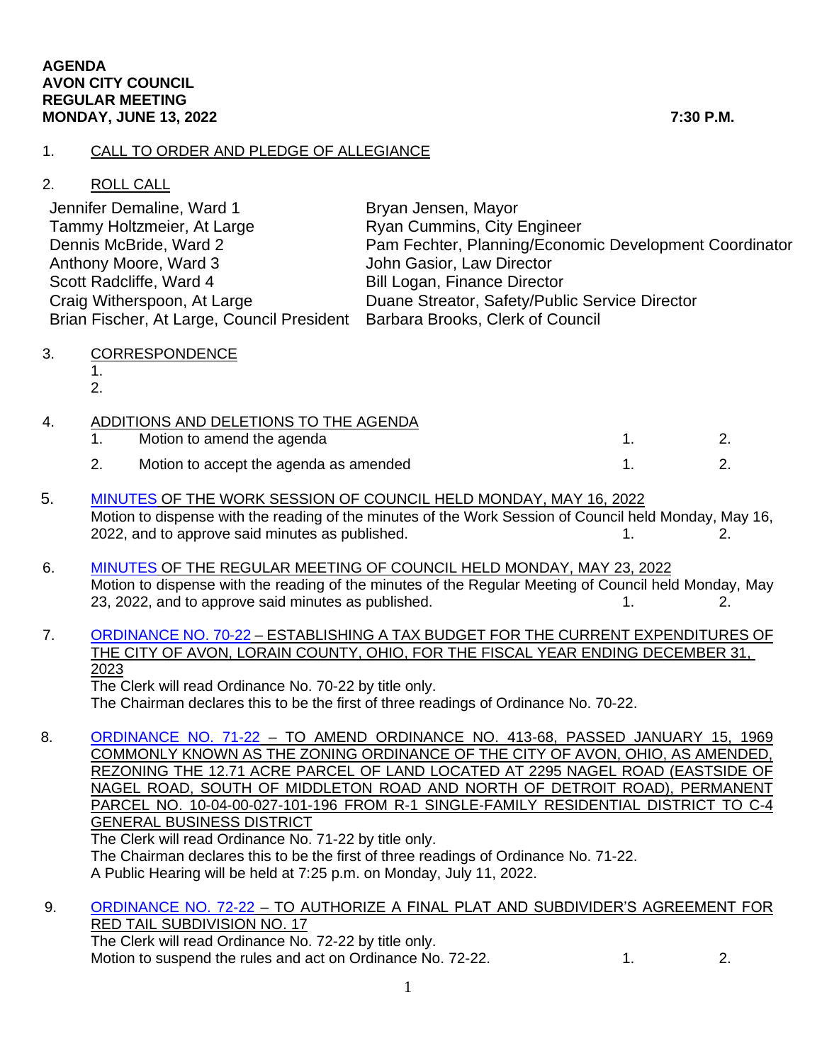**AGENDA**
**AVON CITY COUNCIL**
**REGULAR MEETING**
**MONDAY, JUNE 13, 2022** **7:30 P.M.**

1. CALL TO ORDER AND PLEDGE OF ALLEGIANCE

2. ROLL CALL

| | |
|---|---|
| Jennifer Demaline, Ward 1 | Bryan Jensen, Mayor |
| Tammy Holtzmeier, At Large | Ryan Cummins, City Engineer |
| Dennis McBride, Ward 2 | Pam Fechter, Planning/Economic Development Coordinator |
| Anthony Moore, Ward 3 | John Gasior, Law Director |
| Scott Radcliffe, Ward 4 | Bill Logan, Finance Director |
| Craig Witherspoon, At Large | Duane Streator, Safety/Public Service Director |
| Brian Fischer, At Large, Council President | Barbara Brooks, Clerk of Council |

3. CORRESPONDENCE
   1.
   2.

4. ADDITIONS AND DELETIONS TO THE AGENDA
   1. Motion to amend the agenda 1. 2.
   2. Motion to accept the agenda as amended 1. 2.

5. MINUTES OF THE WORK SESSION OF COUNCIL HELD MONDAY, MAY 16, 2022
   Motion to dispense with the reading of the minutes of the Work Session of Council held Monday, May 16, 2022, and to approve said minutes as published. 1. 2.

6. MINUTES OF THE REGULAR MEETING OF COUNCIL HELD MONDAY, MAY 23, 2022
   Motion to dispense with the reading of the minutes of the Regular Meeting of Council held Monday, May 23, 2022, and to approve said minutes as published. 1. 2.

7. ORDINANCE NO. 70-22 – ESTABLISHING A TAX BUDGET FOR THE CURRENT EXPENDITURES OF THE CITY OF AVON, LORAIN COUNTY, OHIO, FOR THE FISCAL YEAR ENDING DECEMBER 31, 2023
   The Clerk will read Ordinance No. 70-22 by title only.
   The Chairman declares this to be the first of three readings of Ordinance No. 70-22.

8. ORDINANCE NO. 71-22 – TO AMEND ORDINANCE NO. 413-68, PASSED JANUARY 15, 1969 COMMONLY KNOWN AS THE ZONING ORDINANCE OF THE CITY OF AVON, OHIO, AS AMENDED, REZONING THE 12.71 ACRE PARCEL OF LAND LOCATED AT 2295 NAGEL ROAD (EASTSIDE OF NAGEL ROAD, SOUTH OF MIDDLETON ROAD AND NORTH OF DETROIT ROAD), PERMANENT PARCEL NO. 10-04-00-027-101-196 FROM R-1 SINGLE-FAMILY RESIDENTIAL DISTRICT TO C-4 GENERAL BUSINESS DISTRICT
   The Clerk will read Ordinance No. 71-22 by title only.
   The Chairman declares this to be the first of three readings of Ordinance No. 71-22.
   A Public Hearing will be held at 7:25 p.m. on Monday, July 11, 2022.

9. ORDINANCE NO. 72-22 – TO AUTHORIZE A FINAL PLAT AND SUBDIVIDER'S AGREEMENT FOR RED TAIL SUBDIVISION NO. 17
   The Clerk will read Ordinance No. 72-22 by title only.
   Motion to suspend the rules and act on Ordinance No. 72-22. 1. 2.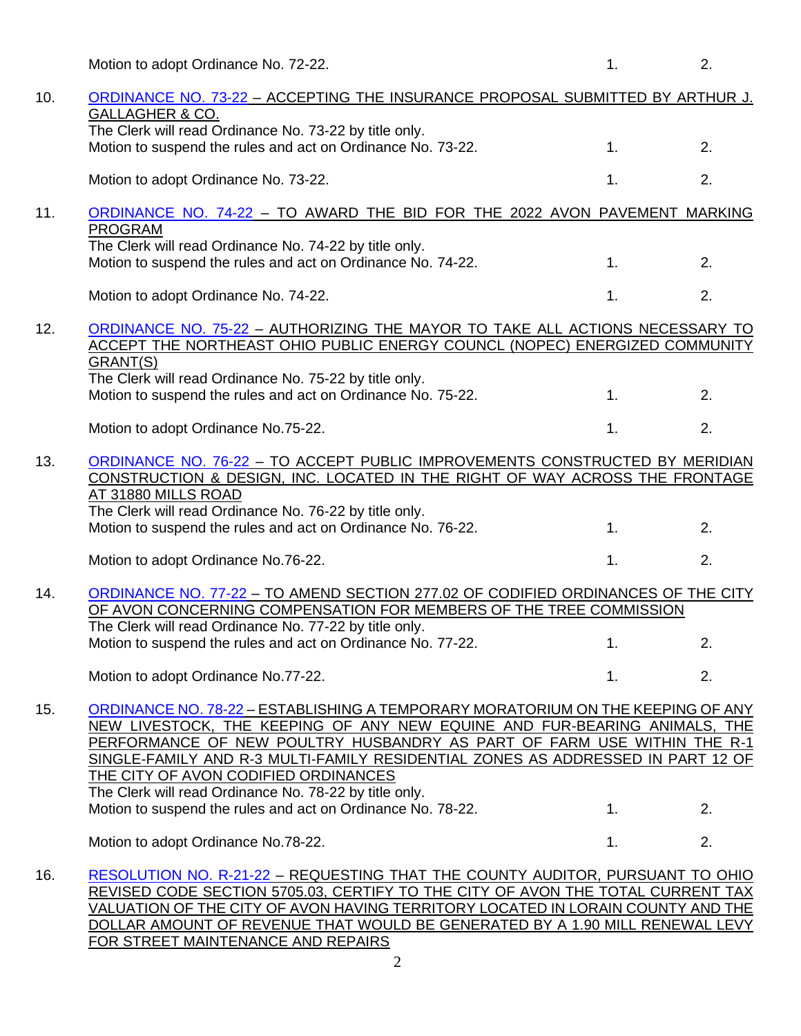Motion to adopt Ordinance No. 72-22. 1. 2.

10. ORDINANCE NO. 73-22 – ACCEPTING THE INSURANCE PROPOSAL SUBMITTED BY ARTHUR J. GALLAGHER & CO.
    The Clerk will read Ordinance No. 73-22 by title only.
    Motion to suspend the rules and act on Ordinance No. 73-22. 1. 2.

    Motion to adopt Ordinance No. 73-22. 1. 2.

11. ORDINANCE NO. 74-22 – TO AWARD THE BID FOR THE 2022 AVON PAVEMENT MARKING PROGRAM
    The Clerk will read Ordinance No. 74-22 by title only.
    Motion to suspend the rules and act on Ordinance No. 74-22. 1. 2.

    Motion to adopt Ordinance No. 74-22. 1. 2.

12. ORDINANCE NO. 75-22 – AUTHORIZING THE MAYOR TO TAKE ALL ACTIONS NECESSARY TO ACCEPT THE NORTHEAST OHIO PUBLIC ENERGY COUNCL (NOPEC) ENERGIZED COMMUNITY GRANT(S)
    The Clerk will read Ordinance No. 75-22 by title only.
    Motion to suspend the rules and act on Ordinance No. 75-22. 1. 2.

    Motion to adopt Ordinance No.75-22. 1. 2.

13. ORDINANCE NO. 76-22 – TO ACCEPT PUBLIC IMPROVEMENTS CONSTRUCTED BY MERIDIAN CONSTRUCTION & DESIGN, INC. LOCATED IN THE RIGHT OF WAY ACROSS THE FRONTAGE AT 31880 MILLS ROAD
    The Clerk will read Ordinance No. 76-22 by title only.
    Motion to suspend the rules and act on Ordinance No. 76-22. 1. 2.

    Motion to adopt Ordinance No.76-22. 1. 2.

14. ORDINANCE NO. 77-22 – TO AMEND SECTION 277.02 OF CODIFIED ORDINANCES OF THE CITY OF AVON CONCERNING COMPENSATION FOR MEMBERS OF THE TREE COMMISSION
    The Clerk will read Ordinance No. 77-22 by title only.
    Motion to suspend the rules and act on Ordinance No. 77-22. 1. 2.

    Motion to adopt Ordinance No.77-22. 1. 2.

15. ORDINANCE NO. 78-22 – ESTABLISHING A TEMPORARY MORATORIUM ON THE KEEPING OF ANY NEW LIVESTOCK, THE KEEPING OF ANY NEW EQUINE AND FUR-BEARING ANIMALS, THE PERFORMANCE OF NEW POULTRY HUSBANDRY AS PART OF FARM USE WITHIN THE R-1 SINGLE-FAMILY AND R-3 MULTI-FAMILY RESIDENTIAL ZONES AS ADDRESSED IN PART 12 OF THE CITY OF AVON CODIFIED ORDINANCES
    The Clerk will read Ordinance No. 78-22 by title only.
    Motion to suspend the rules and act on Ordinance No. 78-22. 1. 2.

    Motion to adopt Ordinance No.78-22. 1. 2.

16. RESOLUTION NO. R-21-22 – REQUESTING THAT THE COUNTY AUDITOR, PURSUANT TO OHIO REVISED CODE SECTION 5705.03, CERTIFY TO THE CITY OF AVON THE TOTAL CURRENT TAX VALUATION OF THE CITY OF AVON HAVING TERRITORY LOCATED IN LORAIN COUNTY AND THE DOLLAR AMOUNT OF REVENUE THAT WOULD BE GENERATED BY A 1.90 MILL RENEWAL LEVY FOR STREET MAINTENANCE AND REPAIRS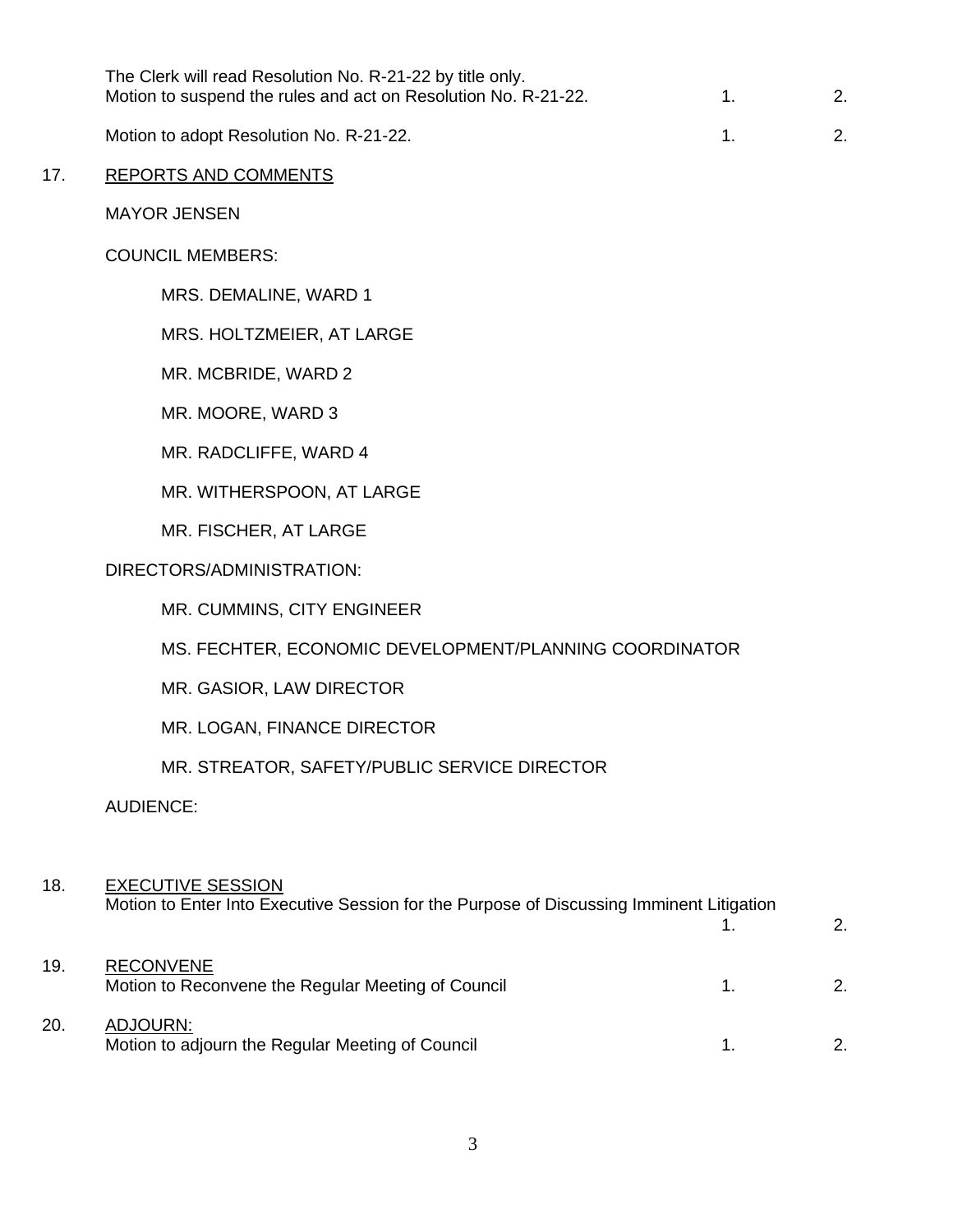The Clerk will read Resolution No. R-21-22 by title only.
Motion to suspend the rules and act on Resolution No. R-21-22. 1. 2.

Motion to adopt Resolution No. R-21-22. 1. 2.

17. REPORTS AND COMMENTS

MAYOR JENSEN

COUNCIL MEMBERS:

MRS. DEMALINE, WARD 1

MRS. HOLTZMEIER, AT LARGE

MR. MCBRIDE, WARD 2

MR. MOORE, WARD 3

MR. RADCLIFFE, WARD 4

MR. WITHERSPOON, AT LARGE

MR. FISCHER, AT LARGE

DIRECTORS/ADMINISTRATION:

MR. CUMMINS, CITY ENGINEER

MS. FECHTER, ECONOMIC DEVELOPMENT/PLANNING COORDINATOR

MR. GASIOR, LAW DIRECTOR

MR. LOGAN, FINANCE DIRECTOR

MR. STREATOR, SAFETY/PUBLIC SERVICE DIRECTOR

AUDIENCE:

18. EXECUTIVE SESSION
Motion to Enter Into Executive Session for the Purpose of Discussing Imminent Litigation
1. 2.

19. RECONVENE
Motion to Reconvene the Regular Meeting of Council 1. 2.

20. ADJOURN:
Motion to adjourn the Regular Meeting of Council 1. 2.